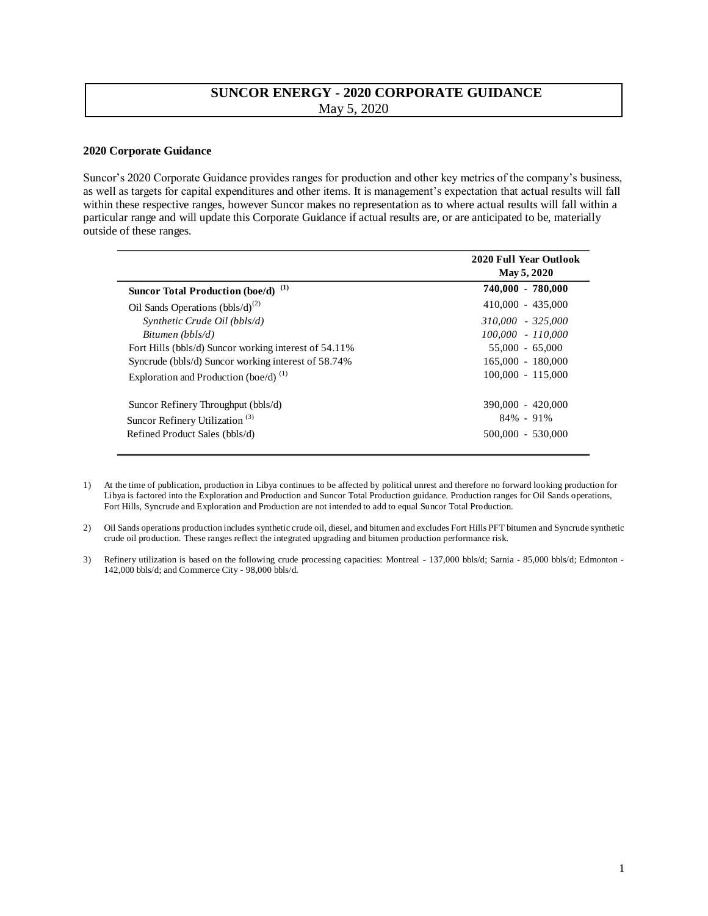# SUNCOR ENERGY - 2020 CORPORATE GUIDANCE

May 5, 2020

### 2020 Corporate Guidance

Suncor's 2020 Corporate Guidance provides ranges for production and other key metrics of the company's business, as well as targets for capital expenditures and other items. It is management's expectation that actual results will fall within these respective ranges, however Suncor makes no representation as to where actual results will fall within a particular range and will update this Corporate Guidance if actual results are, or are anticipated to be, materially outside of these ranges.

| | 2020 Full Year Outlook May 5, 2020 |
|---|---|
| **Suncor Total Production (boe/d)** [1] | **740,000 - 780,000** |
| Oil Sands Operations (bbls/d)[2] | 410,000 - 435,000 |
| *Synthetic Crude Oil (bbls/d)* | *310,000 - 325,000* |
| *Bitumen (bbls/d)* | *100,000 - 110,000* |
| Fort Hills (bbls/d) Suncor working interest of 54.11% | 55,000 - 65,000 |
| Syncrude (bbls/d) Suncor working interest of 58.74% | 165,000 - 180,000 |
| Exploration and Production (boe/d) [1] | 100,000 - 115,000 |
| | |
| Suncor Refinery Throughput (bbls/d) | 390,000 - 420,000 |
| Suncor Refinery Utilization [3] | 84% - 91% |
| Refined Product Sales (bbls/d) | 500,000 - 530,000 |

1) At the time of publication, production in Libya continues to be affected by political unrest and therefore no forward looking production for Libya is factored into the Exploration and Production and Suncor Total Production guidance. Production ranges for Oil Sands operations, Fort Hills, Syncrude and Exploration and Production are not intended to add to equal Suncor Total Production.

2) Oil Sands operations production includes synthetic crude oil, diesel, and bitumen and excludes Fort Hills PFT bitumen and Syncrude synthetic crude oil production. These ranges reflect the integrated upgrading and bitumen production performance risk.

3) Refinery utilization is based on the following crude processing capacities: Montreal - 137,000 bbls/d; Sarnia - 85,000 bbls/d; Edmonton - 142,000 bbls/d; and Commerce City - 98,000 bbls/d.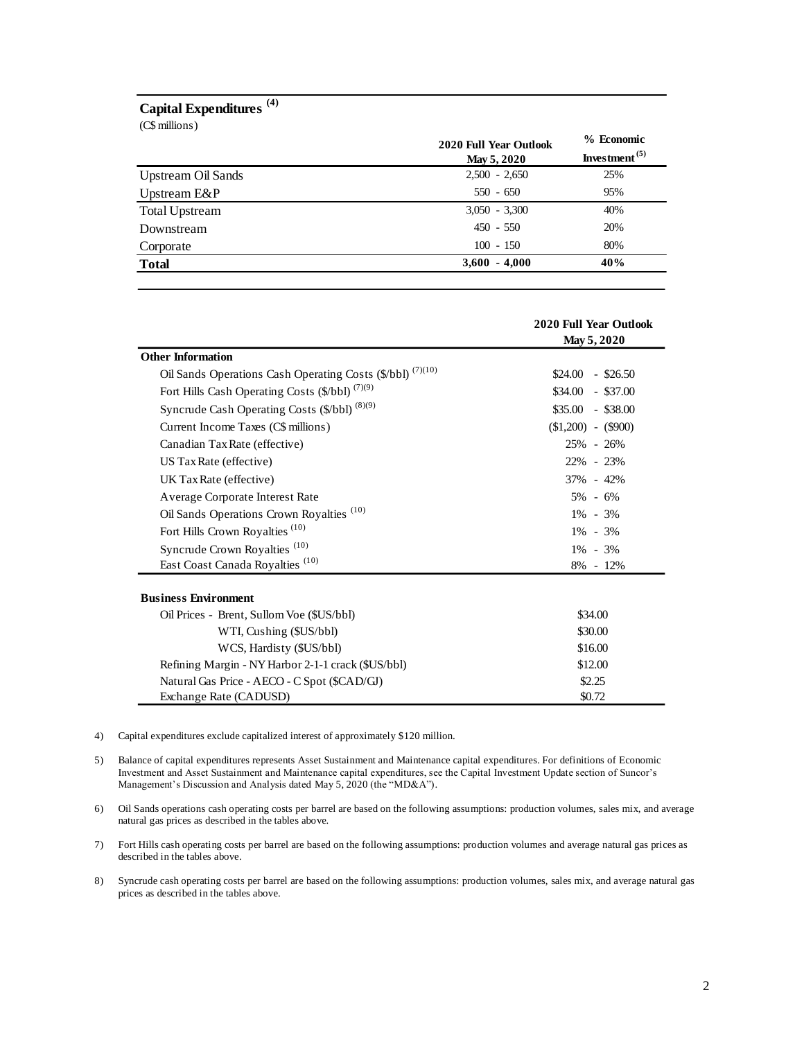## Capital Expenditures [4]

(C$ millions)

| | 2020 Full Year Outlook May 5, 2020 | % Economic Investment [5] |
|---|---|---|
| Upstream Oil Sands | 2,500 - 2,650 | 25% |
| Upstream E&P | 550 - 650 | 95% |
| Total Upstream | 3,050 - 3,300 | 40% |
| Downstream | 450 - 550 | 20% |
| Corporate | 100 - 150 | 80% |
| **Total** | **3,600 - 4,000** | **40%** |

| | 2020 Full Year Outlook May 5, 2020 |
|---|---|
| **Other Information** | |
| Oil Sands Operations Cash Operating Costs ($/bbl) [7][10] | $24.00 - $26.50 |
| Fort Hills Cash Operating Costs ($/bbl) [7][9] | $34.00 - $37.00 |
| Syncrude Cash Operating Costs ($/bbl) [8][9] | $35.00 - $38.00 |
| Current Income Taxes (C$ millions) | ($1,200) - ($900) |
| Canadian Tax Rate (effective) | 25% - 26% |
| US Tax Rate (effective) | 22% - 23% |
| UK Tax Rate (effective) | 37% - 42% |
| Average Corporate Interest Rate | 5% - 6% |
| Oil Sands Operations Crown Royalties [10] | 1% - 3% |
| Fort Hills Crown Royalties [10] | 1% - 3% |
| Syncrude Crown Royalties [10] | 1% - 3% |
| East Coast Canada Royalties [10] | 8% - 12% |
| **Business Environment** | |
| Oil Prices - Brent, Sullom Voe ($US/bbl) | $34.00 |
| WTI, Cushing ($US/bbl) | $30.00 |
| WCS, Hardisty ($US/bbl) | $16.00 |
| Refining Margin - NY Harbor 2-1-1 crack ($US/bbl) | $12.00 |
| Natural Gas Price - AECO - C Spot ($CAD/GJ) | $2.25 |
| Exchange Rate (CADUSD) | $0.72 |

4) Capital expenditures exclude capitalized interest of approximately $120 million.

5) Balance of capital expenditures represents Asset Sustainment and Maintenance capital expenditures. For definitions of Economic Investment and Asset Sustainment and Maintenance capital expenditures, see the Capital Investment Update section of Suncor's Management's Discussion and Analysis dated May 5, 2020 (the "MD&A").

6) Oil Sands operations cash operating costs per barrel are based on the following assumptions: production volumes, sales mix, and average natural gas prices as described in the tables above.

7) Fort Hills cash operating costs per barrel are based on the following assumptions: production volumes and average natural gas prices as described in the tables above.

8) Syncrude cash operating costs per barrel are based on the following assumptions: production volumes, sales mix, and average natural gas prices as described in the tables above.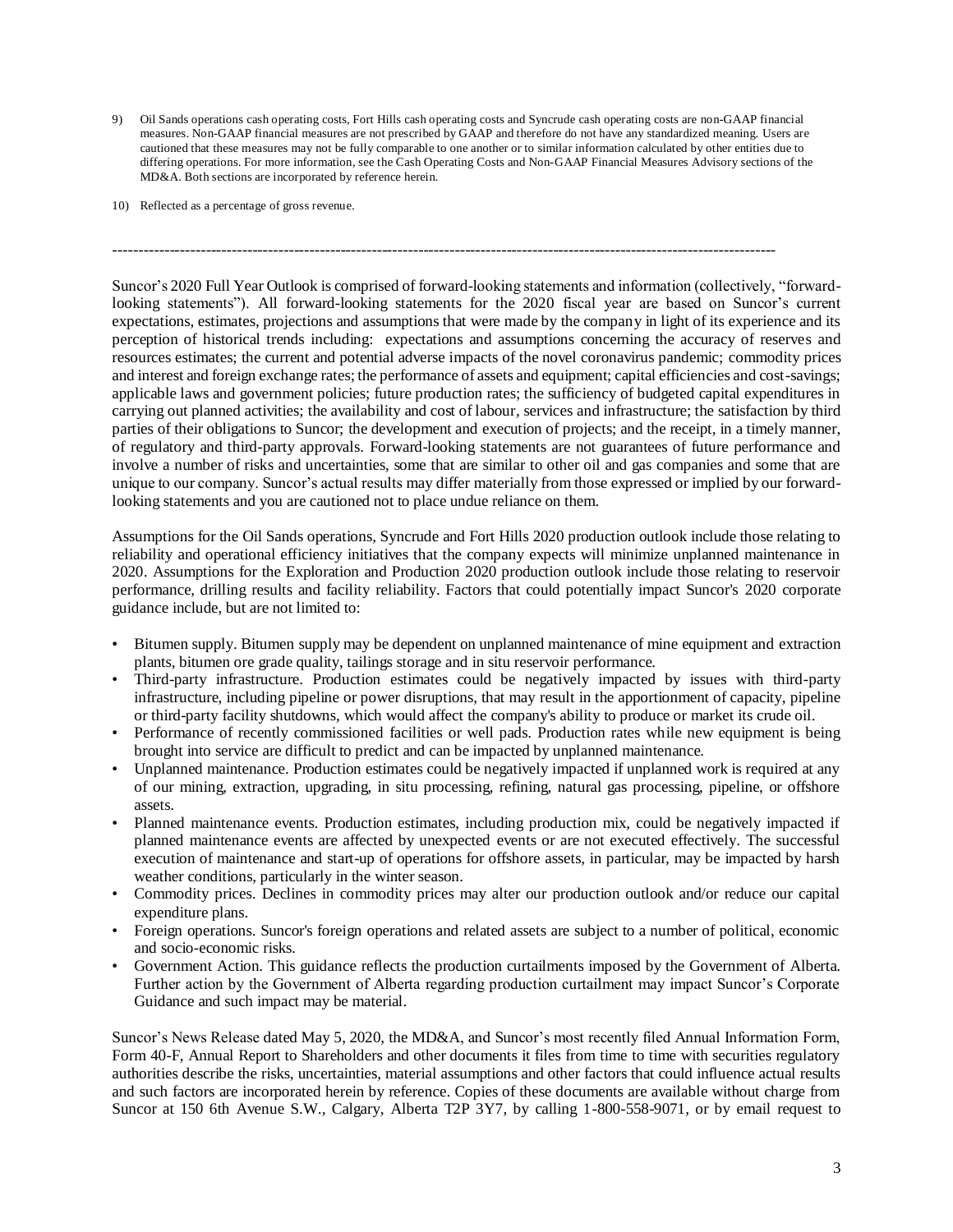9) Oil Sands operations cash operating costs, Fort Hills cash operating costs and Syncrude cash operating costs are non-GAAP financial measures. Non-GAAP financial measures are not prescribed by GAAP and therefore do not have any standardized meaning. Users are cautioned that these measures may not be fully comparable to one another or to similar information calculated by other entities due to differing operations. For more information, see the Cash Operating Costs and Non-GAAP Financial Measures Advisory sections of the MD&A. Both sections are incorporated by reference herein.

10) Reflected as a percentage of gross revenue.

---

Suncor's 2020 Full Year Outlook is comprised of forward-looking statements and information (collectively, "forward-looking statements"). All forward-looking statements for the 2020 fiscal year are based on Suncor's current expectations, estimates, projections and assumptions that were made by the company in light of its experience and its perception of historical trends including: expectations and assumptions concerning the accuracy of reserves and resources estimates; the current and potential adverse impacts of the novel coronavirus pandemic; commodity prices and interest and foreign exchange rates; the performance of assets and equipment; capital efficiencies and cost-savings; applicable laws and government policies; future production rates; the sufficiency of budgeted capital expenditures in carrying out planned activities; the availability and cost of labour, services and infrastructure; the satisfaction by third parties of their obligations to Suncor; the development and execution of projects; and the receipt, in a timely manner, of regulatory and third-party approvals. Forward-looking statements are not guarantees of future performance and involve a number of risks and uncertainties, some that are similar to other oil and gas companies and some that are unique to our company. Suncor's actual results may differ materially from those expressed or implied by our forward-looking statements and you are cautioned not to place undue reliance on them.

Assumptions for the Oil Sands operations, Syncrude and Fort Hills 2020 production outlook include those relating to reliability and operational efficiency initiatives that the company expects will minimize unplanned maintenance in 2020. Assumptions for the Exploration and Production 2020 production outlook include those relating to reservoir performance, drilling results and facility reliability. Factors that could potentially impact Suncor's 2020 corporate guidance include, but are not limited to:

- Bitumen supply. Bitumen supply may be dependent on unplanned maintenance of mine equipment and extraction plants, bitumen ore grade quality, tailings storage and in situ reservoir performance.
- Third-party infrastructure. Production estimates could be negatively impacted by issues with third-party infrastructure, including pipeline or power disruptions, that may result in the apportionment of capacity, pipeline or third-party facility shutdowns, which would affect the company's ability to produce or market its crude oil.
- Performance of recently commissioned facilities or well pads. Production rates while new equipment is being brought into service are difficult to predict and can be impacted by unplanned maintenance.
- Unplanned maintenance. Production estimates could be negatively impacted if unplanned work is required at any of our mining, extraction, upgrading, in situ processing, refining, natural gas processing, pipeline, or offshore assets.
- Planned maintenance events. Production estimates, including production mix, could be negatively impacted if planned maintenance events are affected by unexpected events or are not executed effectively. The successful execution of maintenance and start-up of operations for offshore assets, in particular, may be impacted by harsh weather conditions, particularly in the winter season.
- Commodity prices. Declines in commodity prices may alter our production outlook and/or reduce our capital expenditure plans.
- Foreign operations. Suncor's foreign operations and related assets are subject to a number of political, economic and socio-economic risks.
- Government Action. This guidance reflects the production curtailments imposed by the Government of Alberta. Further action by the Government of Alberta regarding production curtailment may impact Suncor's Corporate Guidance and such impact may be material.

Suncor's News Release dated May 5, 2020, the MD&A, and Suncor's most recently filed Annual Information Form, Form 40-F, Annual Report to Shareholders and other documents it files from time to time with securities regulatory authorities describe the risks, uncertainties, material assumptions and other factors that could influence actual results and such factors are incorporated herein by reference. Copies of these documents are available without charge from Suncor at 150 6th Avenue S.W., Calgary, Alberta T2P 3Y7, by calling 1-800-558-9071, or by email request to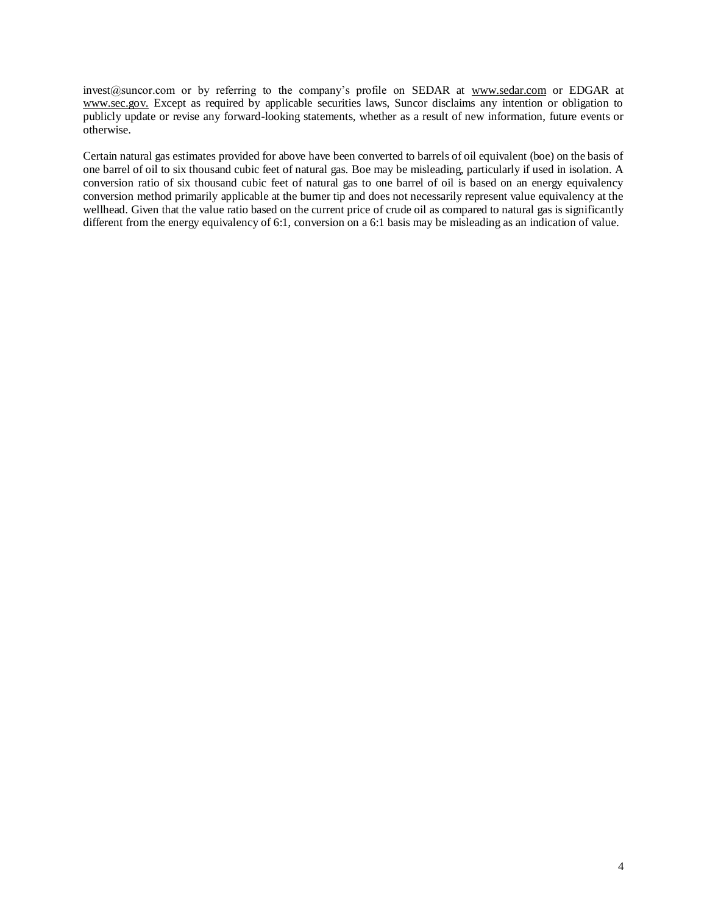invest@suncor.com or by referring to the company's profile on SEDAR at www.sedar.com or EDGAR at www.sec.gov. Except as required by applicable securities laws, Suncor disclaims any intention or obligation to publicly update or revise any forward-looking statements, whether as a result of new information, future events or otherwise.

Certain natural gas estimates provided for above have been converted to barrels of oil equivalent (boe) on the basis of one barrel of oil to six thousand cubic feet of natural gas. Boe may be misleading, particularly if used in isolation. A conversion ratio of six thousand cubic feet of natural gas to one barrel of oil is based on an energy equivalency conversion method primarily applicable at the burner tip and does not necessarily represent value equivalency at the wellhead. Given that the value ratio based on the current price of crude oil as compared to natural gas is significantly different from the energy equivalency of 6:1, conversion on a 6:1 basis may be misleading as an indication of value.